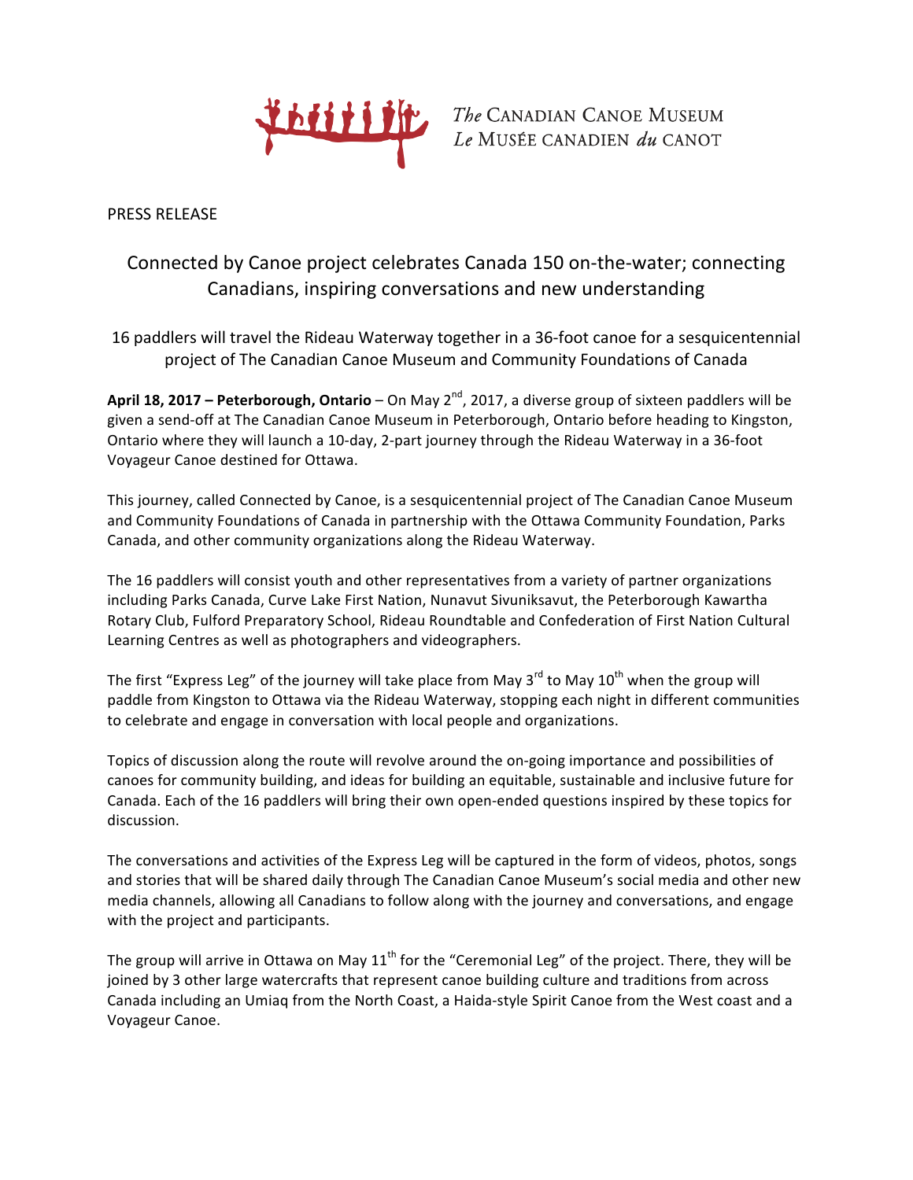The CANADIAN CANOE MUSEUM
Le MUSÉE CANADIEN du CANOT

PRESS RELEASE

# Connected by Canoe project celebrates Canada 150 on-the-water; connecting Canadians, inspiring conversations and new understanding

## 16 paddlers will travel the Rideau Waterway together in a 36-foot canoe for a sesquicentennial project of The Canadian Canoe Museum and Community Foundations of Canada

**April 18, 2017 – Peterborough, Ontario** – On May 2nd, 2017, a diverse group of sixteen paddlers will be given a send-off at The Canadian Canoe Museum in Peterborough, Ontario before heading to Kingston, Ontario where they will launch a 10-day, 2-part journey through the Rideau Waterway in a 36-foot Voyageur Canoe destined for Ottawa.

This journey, called Connected by Canoe, is a sesquicentennial project of The Canadian Canoe Museum and Community Foundations of Canada in partnership with the Ottawa Community Foundation, Parks Canada, and other community organizations along the Rideau Waterway.

The 16 paddlers will consist youth and other representatives from a variety of partner organizations including Parks Canada, Curve Lake First Nation, Nunavut Sivuniksavut, the Peterborough Kawartha Rotary Club, Fulford Preparatory School, Rideau Roundtable and Confederation of First Nation Cultural Learning Centres as well as photographers and videographers.

The first "Express Leg" of the journey will take place from May 3rd to May 10th when the group will paddle from Kingston to Ottawa via the Rideau Waterway, stopping each night in different communities to celebrate and engage in conversation with local people and organizations.

Topics of discussion along the route will revolve around the on-going importance and possibilities of canoes for community building, and ideas for building an equitable, sustainable and inclusive future for Canada. Each of the 16 paddlers will bring their own open-ended questions inspired by these topics for discussion.

The conversations and activities of the Express Leg will be captured in the form of videos, photos, songs and stories that will be shared daily through The Canadian Canoe Museum's social media and other new media channels, allowing all Canadians to follow along with the journey and conversations, and engage with the project and participants.

The group will arrive in Ottawa on May 11th for the "Ceremonial Leg" of the project. There, they will be joined by 3 other large watercrafts that represent canoe building culture and traditions from across Canada including an Umiaq from the North Coast, a Haida-style Spirit Canoe from the West coast and a Voyageur Canoe.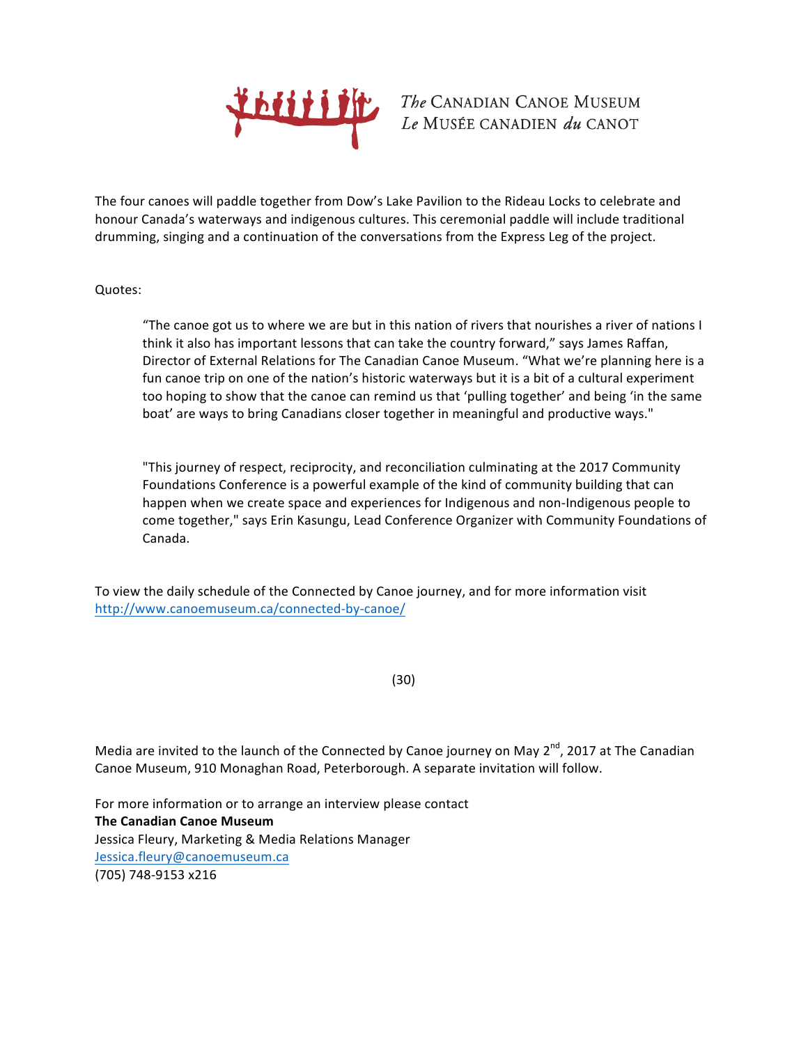The Canadian Canoe Museum
Le Musée canadien du canot

The four canoes will paddle together from Dow's Lake Pavilion to the Rideau Locks to celebrate and honour Canada's waterways and indigenous cultures. This ceremonial paddle will include traditional drumming, singing and a continuation of the conversations from the Express Leg of the project.

Quotes:

> "The canoe got us to where we are but in this nation of rivers that nourishes a river of nations I think it also has important lessons that can take the country forward," says James Raffan, Director of External Relations for The Canadian Canoe Museum. "What we're planning here is a fun canoe trip on one of the nation's historic waterways but it is a bit of a cultural experiment too hoping to show that the canoe can remind us that 'pulling together' and being 'in the same boat' are ways to bring Canadians closer together in meaningful and productive ways."

> "This journey of respect, reciprocity, and reconciliation culminating at the 2017 Community Foundations Conference is a powerful example of the kind of community building that can happen when we create space and experiences for Indigenous and non-Indigenous people to come together," says Erin Kasungu, Lead Conference Organizer with Community Foundations of Canada.

To view the daily schedule of the Connected by Canoe journey, and for more information visit http://www.canoemuseum.ca/connected-by-canoe/

(30)

Media are invited to the launch of the Connected by Canoe journey on May 2nd, 2017 at The Canadian Canoe Museum, 910 Monaghan Road, Peterborough. A separate invitation will follow.

For more information or to arrange an interview please contact
**The Canadian Canoe Museum**
Jessica Fleury, Marketing & Media Relations Manager
Jessica.fleury@canoemuseum.ca
(705) 748-9153 x216